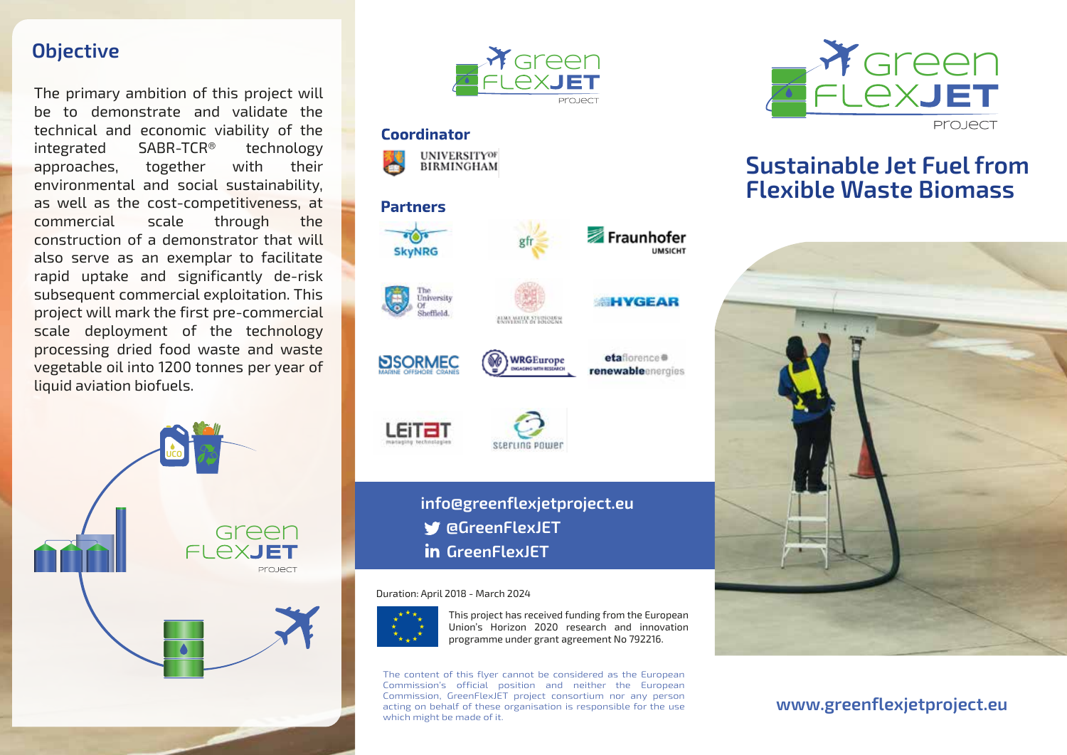## Objective

The primary ambition of this project will be to demonstrate and validate the technical and economic viability of the integrated SABR-TCR® technology approaches, together with their environmental and social sustainability, as well as the cost-competitiveness, at commercial scale through the construction of a demonstrator that will also serve as an exemplar to facilitate rapid uptake and significantly de-risk subsequent commercial exploitation. This project will mark the first pre-commercial scale deployment of the technology processing dried food waste and waste vegetable oil into 1200 tonnes per year of liquid aviation biofuels.

Green FlexJET project

### Coordinator

University of Birmingham

### Partners

SkyNRG, gfr, Fraunhofer UMSICHT, The University Of Sheffield, Alma Mater Studiorum Università di Bologna, HyGear, Sormec Marine Offshore Cranes, WRG Europe, eta florence renewable energies, Leitat managing technologies, Sterling Power

info@greenflexjetproject.eu

@GreenFlexJET

GreenFlexJET

Duration: April 2018 - March 2024

This project has received funding from the European Union's Horizon 2020 research and innovation programme under grant agreement No 792216.

The content of this flyer cannot be considered as the European Commission's official position and neither the European Commission, GreenFlexJET project consortium nor any person acting on behalf of these organisation is responsible for the use which might be made of it.

# Green FlexJET project

## Sustainable Jet Fuel from Flexible Waste Biomass

www.greenflexjetproject.eu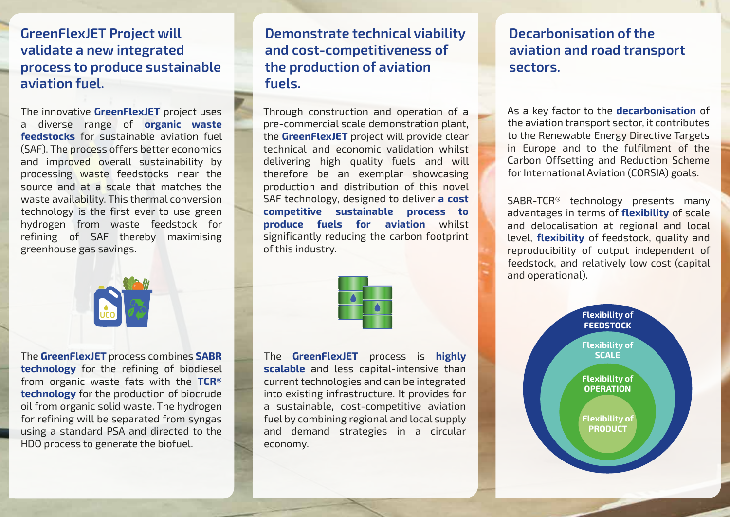## GreenFlexJET Project will validate a new integrated process to produce sustainable aviation fuel.

The innovative **GreenFlexJET** project uses a diverse range of **organic waste feedstocks** for sustainable aviation fuel (SAF). The process offers better economics and improved overall sustainability by processing waste feedstocks near the source and at a scale that matches the waste availability. This thermal conversion technology is the first ever to use green hydrogen from waste feedstock for refining of SAF thereby maximising greenhouse gas savings.

UCO

The **GreenFlexJET** process combines **SABR technology** for the refining of biodiesel from organic waste fats with the **TCR® technology** for the production of biocrude oil from organic solid waste. The hydrogen for refining will be separated from syngas using a standard PSA and directed to the HDO process to generate the biofuel.

## Demonstrate technical viability and cost-competitiveness of the production of aviation fuels.

Through construction and operation of a pre-commercial scale demonstration plant, the **GreenFlexJET** project will provide clear technical and economic validation whilst delivering high quality fuels and will therefore be an exemplar showcasing production and distribution of this novel SAF technology, designed to deliver **a cost competitive sustainable process to produce fuels for aviation** whilst significantly reducing the carbon footprint of this industry.

The **GreenFlexJET** process is **highly scalable** and less capital-intensive than current technologies and can be integrated into existing infrastructure. It provides for a sustainable, cost-competitive aviation fuel by combining regional and local supply and demand strategies in a circular economy.

## Decarbonisation of the aviation and road transport sectors.

As a key factor to the **decarbonisation** of the aviation transport sector, it contributes to the Renewable Energy Directive Targets in Europe and to the fulfilment of the Carbon Offsetting and Reduction Scheme for International Aviation (CORSIA) goals.

SABR-TCR® technology presents many advantages in terms of **flexibility** of scale and delocalisation at regional and local level, **flexibility** of feedstock, quality and reproducibility of output independent of feedstock, and relatively low cost (capital and operational).

Flexibility of FEEDSTOCK

Flexibility of SCALE

Flexibility of OPERATION

Flexibility of PRODUCT